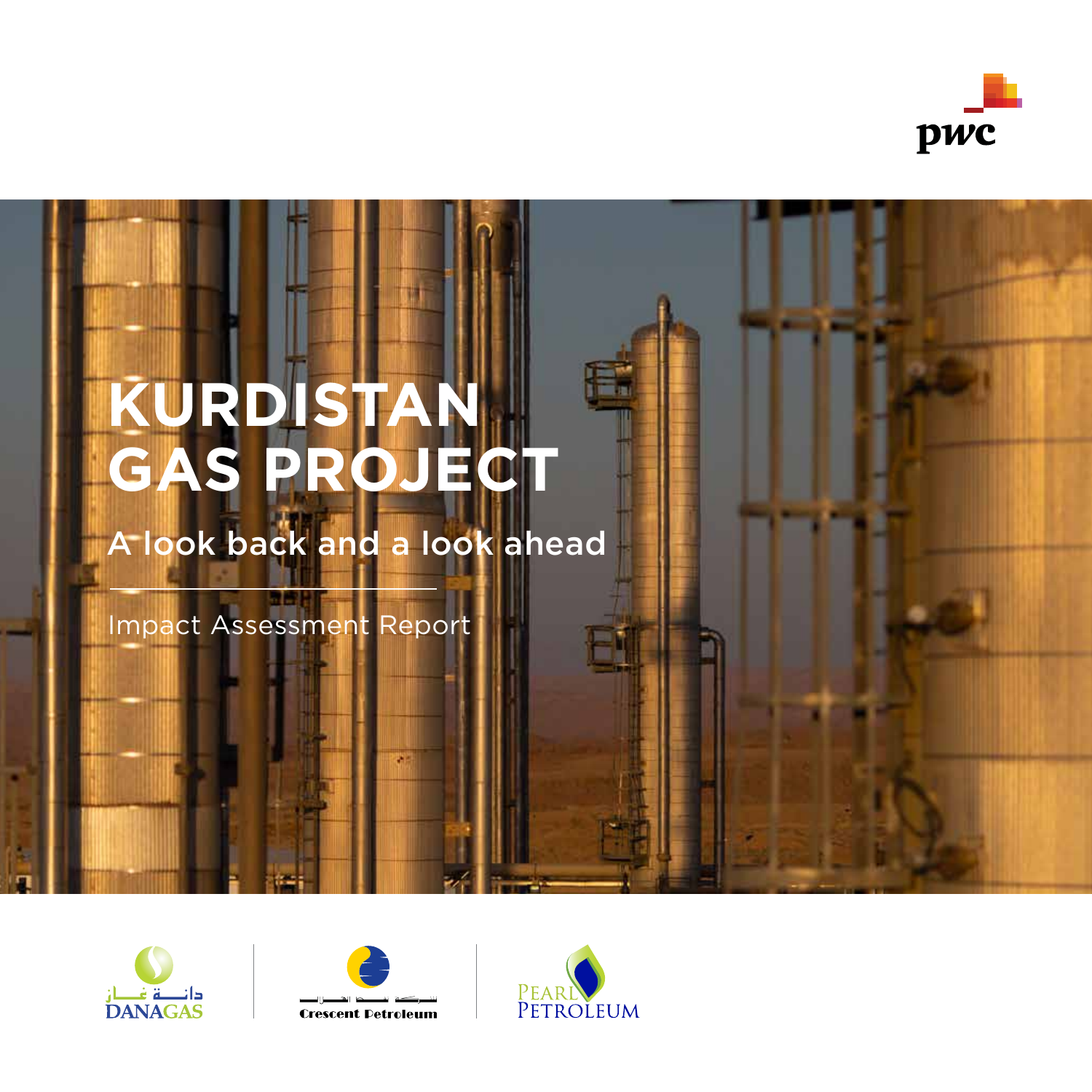pwc

# KURDISTAN GAS PROJECT

## A look back and a look ahead

Impact Assessment Report

دانة غاز DANAGAS

Crescent Petroleum

PEARL PETROLEUM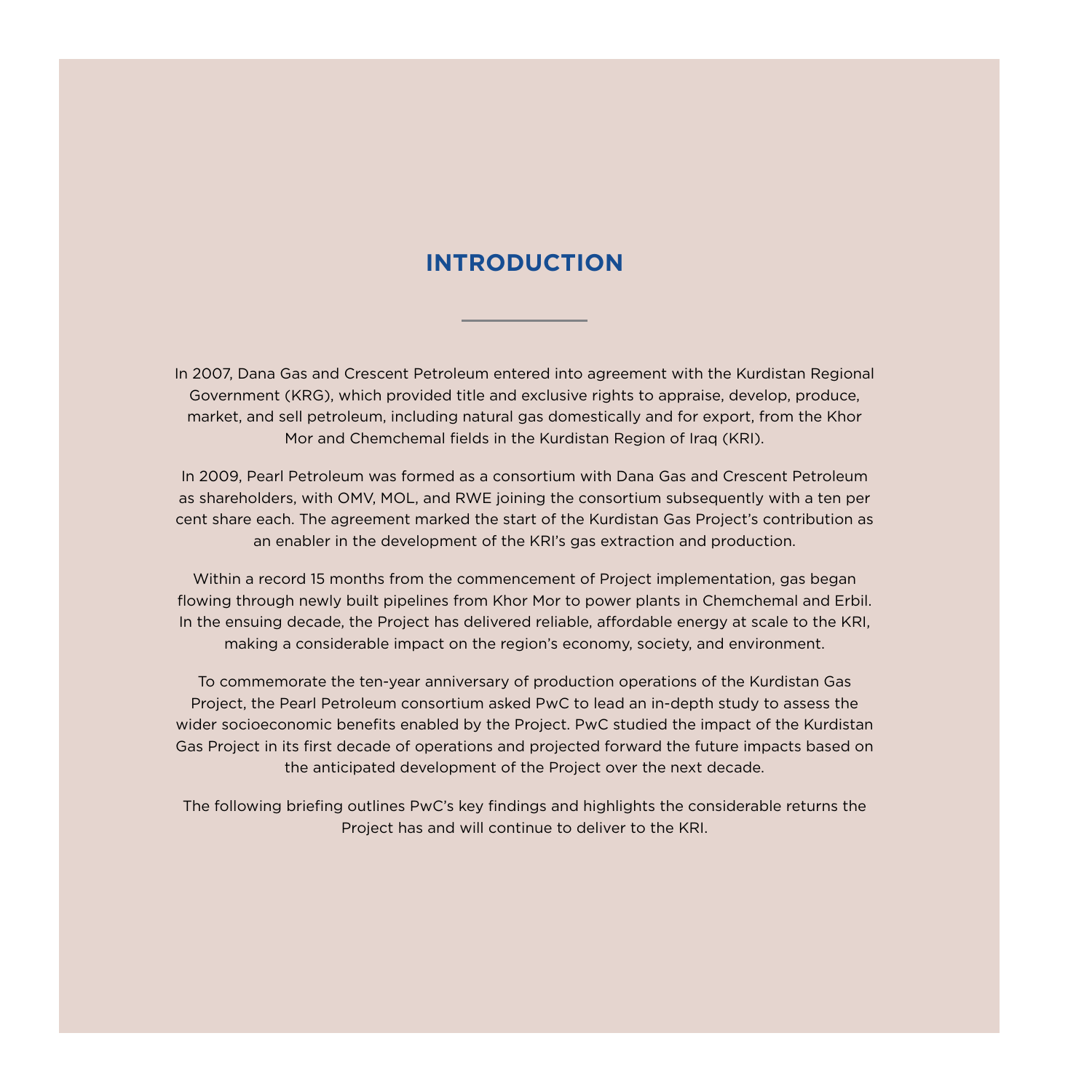# INTRODUCTION

In 2007, Dana Gas and Crescent Petroleum entered into agreement with the Kurdistan Regional Government (KRG), which provided title and exclusive rights to appraise, develop, produce, market, and sell petroleum, including natural gas domestically and for export, from the Khor Mor and Chemchemal fields in the Kurdistan Region of Iraq (KRI).

In 2009, Pearl Petroleum was formed as a consortium with Dana Gas and Crescent Petroleum as shareholders, with OMV, MOL, and RWE joining the consortium subsequently with a ten per cent share each. The agreement marked the start of the Kurdistan Gas Project's contribution as an enabler in the development of the KRI's gas extraction and production.

Within a record 15 months from the commencement of Project implementation, gas began flowing through newly built pipelines from Khor Mor to power plants in Chemchemal and Erbil. In the ensuing decade, the Project has delivered reliable, affordable energy at scale to the KRI, making a considerable impact on the region's economy, society, and environment.

To commemorate the ten-year anniversary of production operations of the Kurdistan Gas Project, the Pearl Petroleum consortium asked PwC to lead an in-depth study to assess the wider socioeconomic benefits enabled by the Project. PwC studied the impact of the Kurdistan Gas Project in its first decade of operations and projected forward the future impacts based on the anticipated development of the Project over the next decade.

The following briefing outlines PwC's key findings and highlights the considerable returns the Project has and will continue to deliver to the KRI.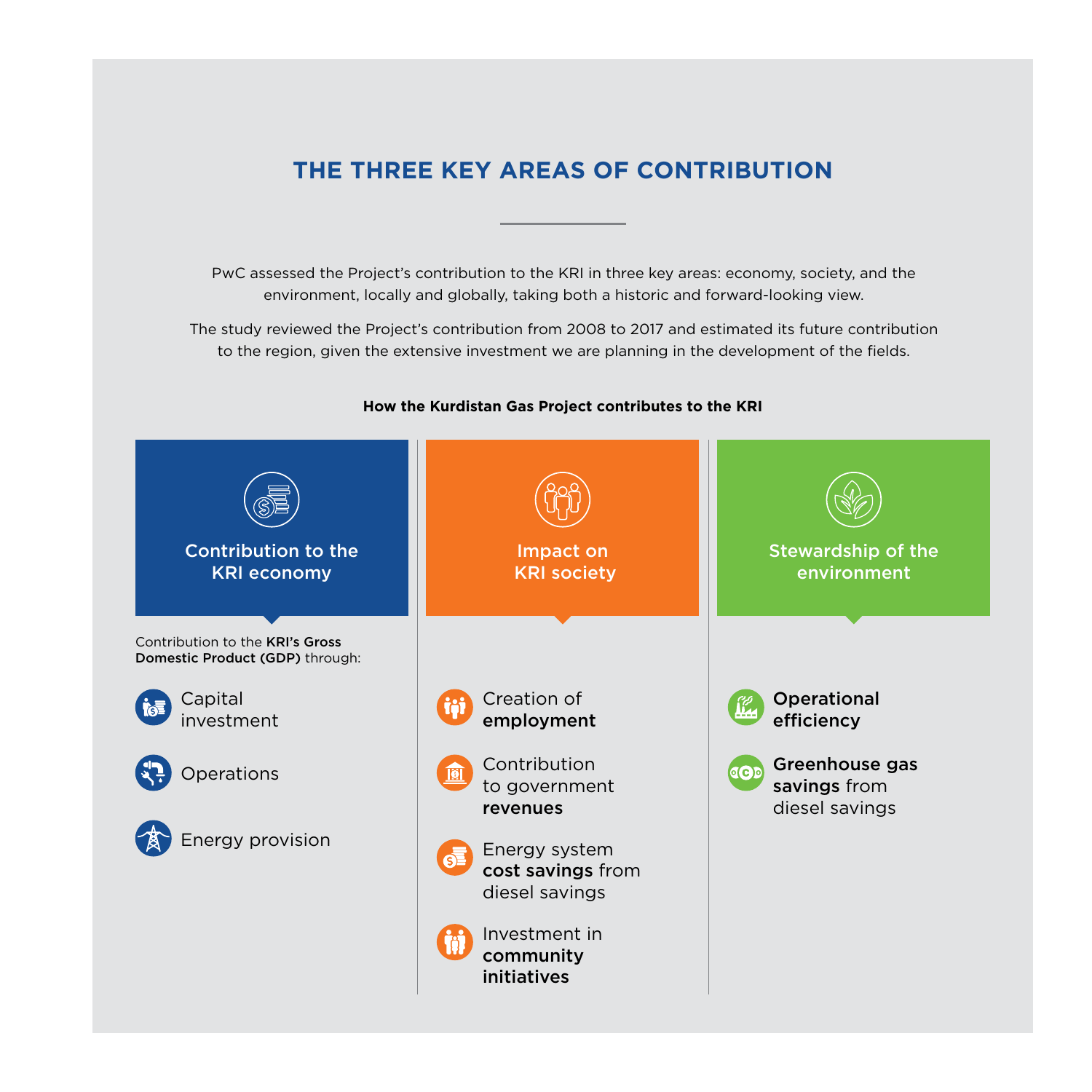# THE THREE KEY AREAS OF CONTRIBUTION

PwC assessed the Project's contribution to the KRI in three key areas: economy, society, and the environment, locally and globally, taking both a historic and forward-looking view.

The study reviewed the Project's contribution from 2008 to 2017 and estimated its future contribution to the region, given the extensive investment we are planning in the development of the fields.

**How the Kurdistan Gas Project contributes to the KRI**

## Contribution to the KRI economy

Contribution to the **KRI's Gross Domestic Product (GDP)** through:

- Capital investment
- Operations
- Energy provision

## Impact on KRI society

- Creation of **employment**
- Contribution to government **revenues**
- Energy system **cost savings** from diesel savings
- Investment in **community initiatives**

## Stewardship of the environment

- **Operational efficiency**
- **Greenhouse gas savings** from diesel savings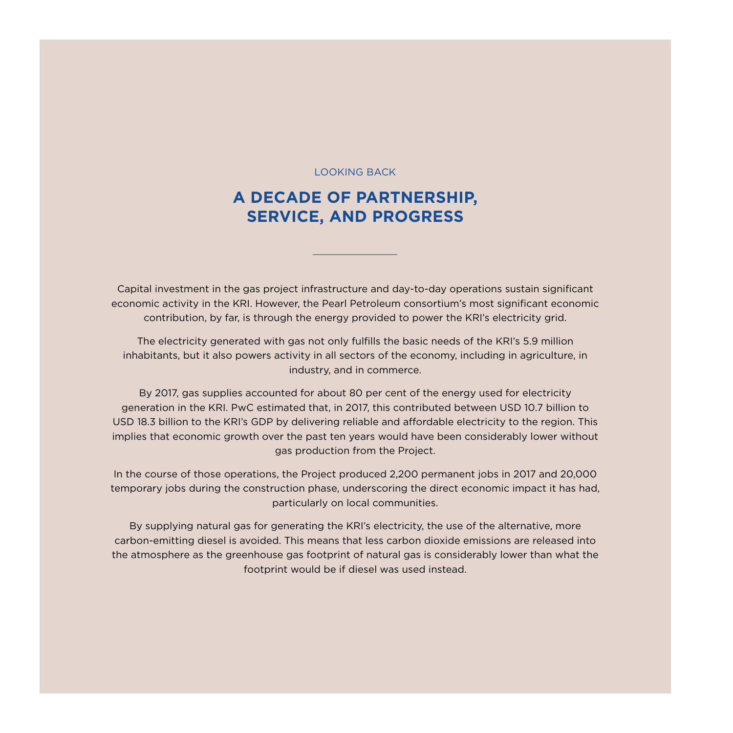LOOKING BACK

# A DECADE OF PARTNERSHIP, SERVICE, AND PROGRESS

Capital investment in the gas project infrastructure and day-to-day operations sustain significant economic activity in the KRI. However, the Pearl Petroleum consortium's most significant economic contribution, by far, is through the energy provided to power the KRI's electricity grid.

The electricity generated with gas not only fulfills the basic needs of the KRI's 5.9 million inhabitants, but it also powers activity in all sectors of the economy, including in agriculture, in industry, and in commerce.

By 2017, gas supplies accounted for about 80 per cent of the energy used for electricity generation in the KRI. PwC estimated that, in 2017, this contributed between USD 10.7 billion to USD 18.3 billion to the KRI's GDP by delivering reliable and affordable electricity to the region. This implies that economic growth over the past ten years would have been considerably lower without gas production from the Project.

In the course of those operations, the Project produced 2,200 permanent jobs in 2017 and 20,000 temporary jobs during the construction phase, underscoring the direct economic impact it has had, particularly on local communities.

By supplying natural gas for generating the KRI's electricity, the use of the alternative, more carbon-emitting diesel is avoided. This means that less carbon dioxide emissions are released into the atmosphere as the greenhouse gas footprint of natural gas is considerably lower than what the footprint would be if diesel was used instead.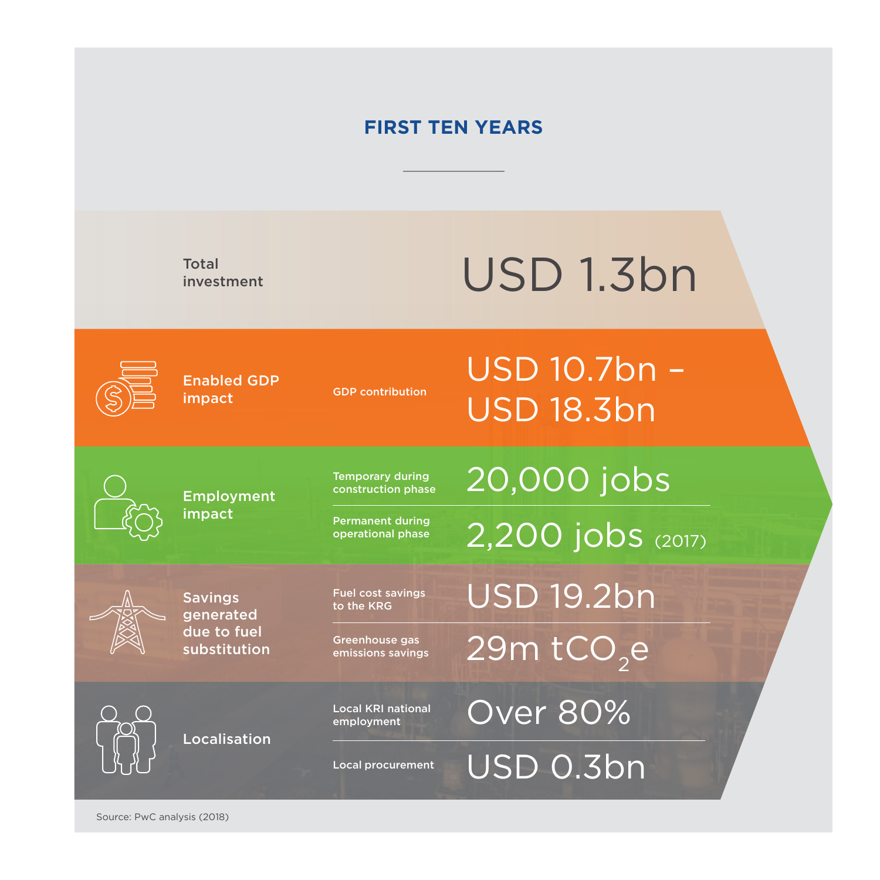## FIRST TEN YEARS

| Category | Metric | Value |
|---|---|---|
| Total investment | | USD 1.3bn |
| Enabled GDP impact | GDP contribution | USD 10.7bn – USD 18.3bn |
| Employment impact | Temporary during construction phase | 20,000 jobs |
| | Permanent during operational phase | 2,200 jobs (2017) |
| Savings generated due to fuel substitution | Fuel cost savings to the KRG | USD 19.2bn |
| | Greenhouse gas emissions savings | 29m $tCO_2e$ |
| Localisation | Local KRI national employment | Over 80% |
| | Local procurement | USD 0.3bn |

Source: PwC analysis (2018)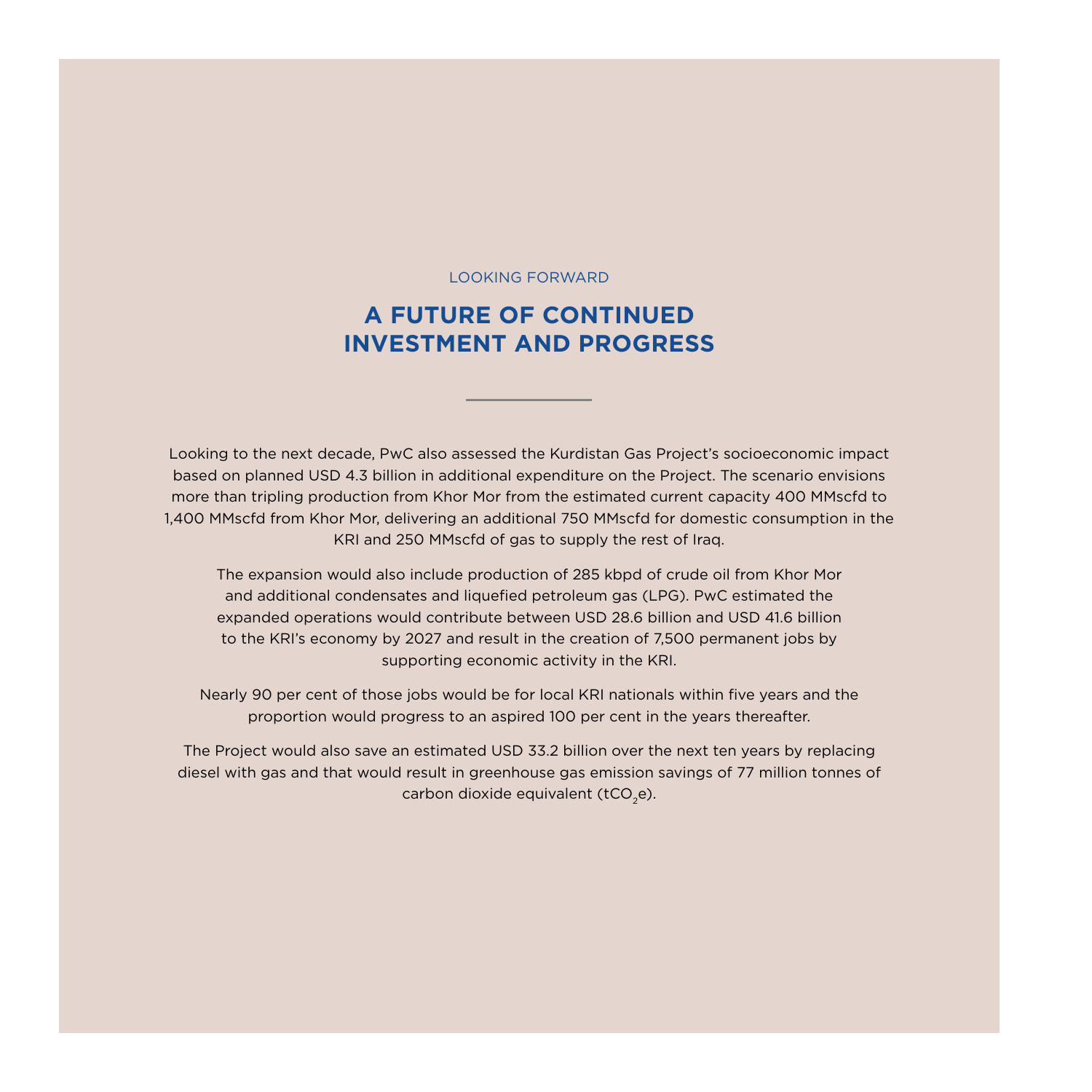LOOKING FORWARD

# A FUTURE OF CONTINUED INVESTMENT AND PROGRESS

Looking to the next decade, PwC also assessed the Kurdistan Gas Project's socioeconomic impact based on planned USD 4.3 billion in additional expenditure on the Project. The scenario envisions more than tripling production from Khor Mor from the estimated current capacity 400 MMscfd to 1,400 MMscfd from Khor Mor, delivering an additional 750 MMscfd for domestic consumption in the KRI and 250 MMscfd of gas to supply the rest of Iraq.

The expansion would also include production of 285 kbpd of crude oil from Khor Mor and additional condensates and liquefied petroleum gas (LPG). PwC estimated the expanded operations would contribute between USD 28.6 billion and USD 41.6 billion to the KRI's economy by 2027 and result in the creation of 7,500 permanent jobs by supporting economic activity in the KRI.

Nearly 90 per cent of those jobs would be for local KRI nationals within five years and the proportion would progress to an aspired 100 per cent in the years thereafter.

The Project would also save an estimated USD 33.2 billion over the next ten years by replacing diesel with gas and that would result in greenhouse gas emission savings of 77 million tonnes of carbon dioxide equivalent ($tCO_2e$).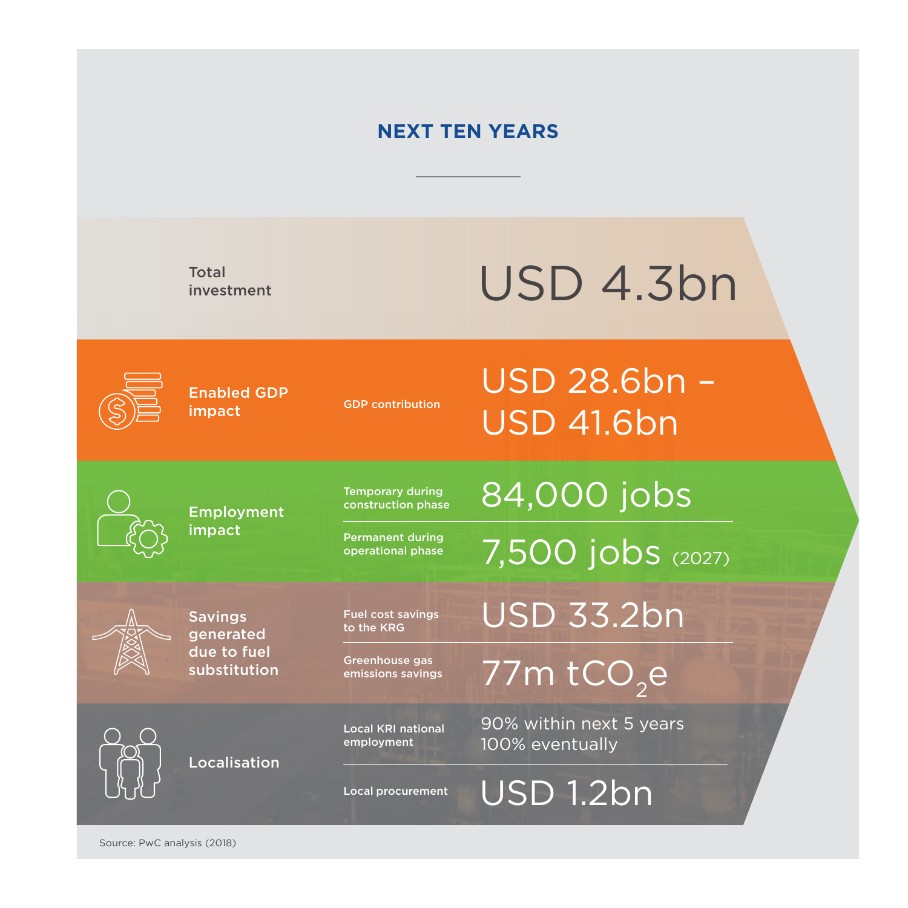## NEXT TEN YEARS

| | | |
|---|---|---|
| Total investment | | USD 4.3bn |
| Enabled GDP impact | GDP contribution | USD 28.6bn – USD 41.6bn |
| Employment impact | Temporary during construction phase | 84,000 jobs |
| | Permanent during operational phase | 7,500 jobs (2027) |
| Savings generated due to fuel substitution | Fuel cost savings to the KRG | USD 33.2bn |
| | Greenhouse gas emissions savings | 77m $tCO_2e$ |
| Localisation | Local KRI national employment | 90% within next 5 years<br>100% eventually |
| | Local procurement | USD 1.2bn |

Source: PwC analysis (2018)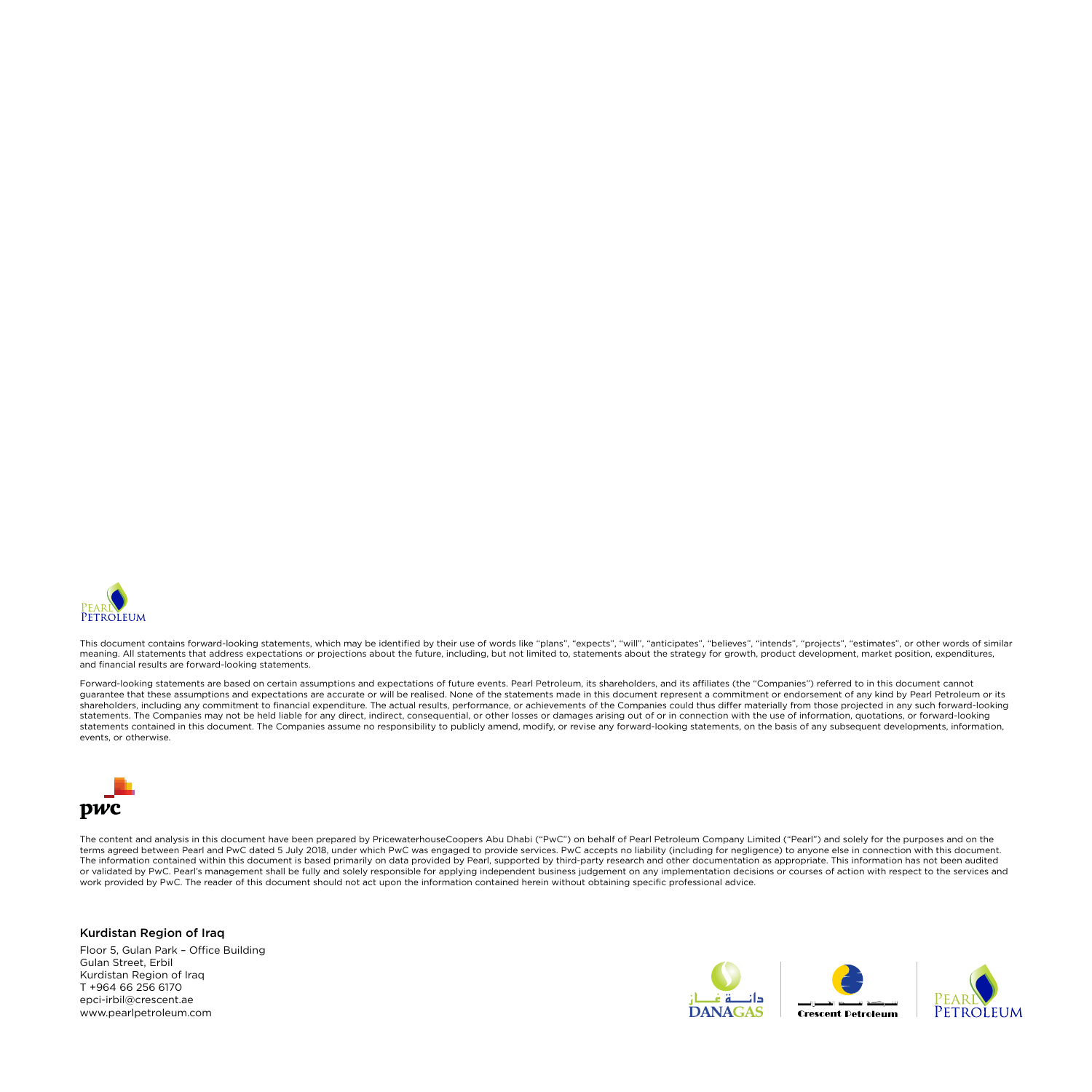This document contains forward-looking statements, which may be identified by their use of words like "plans", "expects", "will", "anticipates", "believes", "intends", "projects", "estimates", or other words of similar meaning. All statements that address expectations or projections about the future, including, but not limited to, statements about the strategy for growth, product development, market position, expenditures, and financial results are forward-looking statements.

Forward-looking statements are based on certain assumptions and expectations of future events. Pearl Petroleum, its shareholders, and its affiliates (the "Companies") referred to in this document cannot guarantee that these assumptions and expectations are accurate or will be realised. None of the statements made in this document represent a commitment or endorsement of any kind by Pearl Petroleum or its shareholders, including any commitment to financial expenditure. The actual results, performance, or achievements of the Companies could thus differ materially from those projected in any such forward-looking statements. The Companies may not be held liable for any direct, indirect, consequential, or other losses or damages arising out of or in connection with the use of information, quotations, or forward-looking statements contained in this document. The Companies assume no responsibility to publicly amend, modify, or revise any forward-looking statements, on the basis of any subsequent developments, information, events, or otherwise.

The content and analysis in this document have been prepared by PricewaterhouseCoopers Abu Dhabi ("PwC") on behalf of Pearl Petroleum Company Limited ("Pearl") and solely for the purposes and on the terms agreed between Pearl and PwC dated 5 July 2018, under which PwC was engaged to provide services. PwC accepts no liability (including for negligence) to anyone else in connection with this document. The information contained within this document is based primarily on data provided by Pearl, supported by third-party research and other documentation as appropriate. This information has not been audited or validated by PwC. Pearl's management shall be fully and solely responsible for applying independent business judgement on any implementation decisions or courses of action with respect to the services and work provided by PwC. The reader of this document should not act upon the information contained herein without obtaining specific professional advice.

**Kurdistan Region of Iraq**

Floor 5, Gulan Park – Office Building
Gulan Street, Erbil
Kurdistan Region of Iraq
T +964 66 256 6170
epci-irbil@crescent.ae
www.pearlpetroleum.com